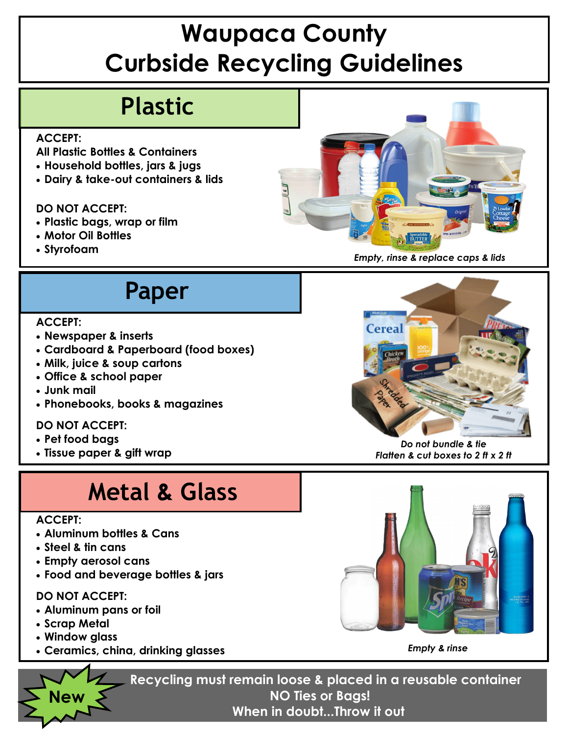# Waupaca County Curbside Recycling Guidelines

## Plastic

**ACCEPT:**

**All Plastic Bottles & Containers**
- Household bottles, jars & jugs
- Dairy & take-out containers & lids

**DO NOT ACCEPT:**
- Plastic bags, wrap or film
- Motor Oil Bottles
- Styrofoam

*Empty, rinse & replace caps & lids*

## Paper

**ACCEPT:**
- Newspaper & inserts
- Cardboard & Paperboard (food boxes)
- Milk, juice & soup cartons
- Office & school paper
- Junk mail
- Phonebooks, books & magazines

**DO NOT ACCEPT:**
- Pet food bags
- Tissue paper & gift wrap

*Do not bundle & tie*
*Flatten & cut boxes to 2 ft x 2 ft*

## Metal & Glass

**ACCEPT:**
- Aluminum bottles & Cans
- Steel & tin cans
- Empty aerosol cans
- Food and beverage bottles & jars

**DO NOT ACCEPT:**
- Aluminum pans or foil
- Scrap Metal
- Window glass
- Ceramics, china, drinking glasses

*Empty & rinse*

**New**

**Recycling must remain loose & placed in a reusable container**
**NO Ties or Bags!**
**When in doubt...Throw it out**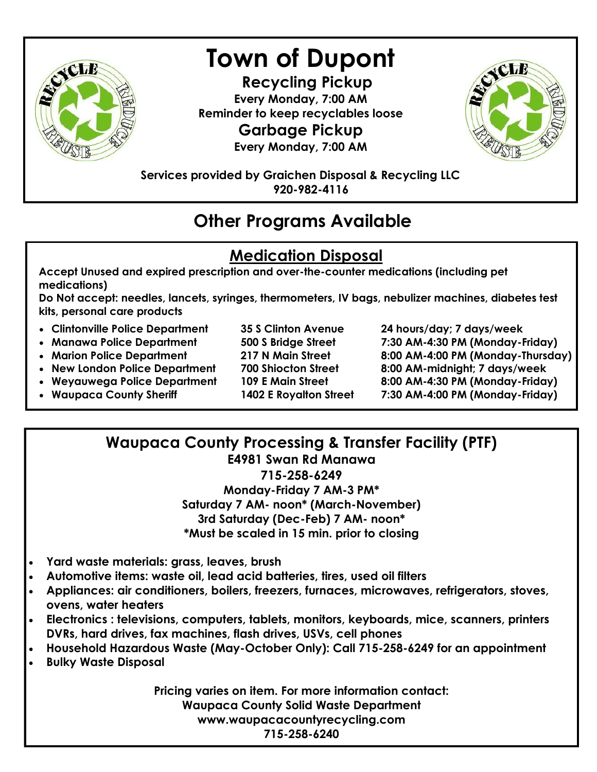# Town of Dupont

## Recycling Pickup

**Every Monday, 7:00 AM**

**Reminder to keep recyclables loose**

## Garbage Pickup

**Every Monday, 7:00 AM**

**Services provided by Graichen Disposal & Recycling LLC**
**920-982-4116**

# Other Programs Available

## Medication Disposal

**Accept Unused and expired prescription and over-the-counter medications (including pet medications)**

**Do Not accept: needles, lancets, syringes, thermometers, IV bags, nebulizer machines, diabetes test kits, personal care products**

| | | |
|---|---|---|
| Clintonville Police Department | 35 S Clinton Avenue | 24 hours/day; 7 days/week |
| Manawa Police Department | 500 S Bridge Street | 7:30 AM-4:30 PM (Monday-Friday) |
| Marion Police Department | 217 N Main Street | 8:00 AM-4:00 PM (Monday-Thursday) |
| New London Police Department | 700 Shiocton Street | 8:00 AM-midnight; 7 days/week |
| Weyauwega Police Department | 109 E Main Street | 8:00 AM-4:30 PM (Monday-Friday) |
| Waupaca County Sheriff | 1402 E Royalton Street | 7:30 AM-4:00 PM (Monday-Friday) |

## Waupaca County Processing & Transfer Facility (PTF)

**E4981 Swan Rd Manawa**
**715-258-6249**
**Monday-Friday 7 AM-3 PM***
**Saturday 7 AM- noon* (March-November)**
**3rd Saturday (Dec-Feb) 7 AM- noon***
***Must be scaled in 15 min. prior to closing**

- **Yard waste materials: grass, leaves, brush**
- **Automotive items: waste oil, lead acid batteries, tires, used oil filters**
- **Appliances: air conditioners, boilers, freezers, furnaces, microwaves, refrigerators, stoves, ovens, water heaters**
- **Electronics : televisions, computers, tablets, monitors, keyboards, mice, scanners, printers DVRs, hard drives, fax machines, flash drives, USVs, cell phones**
- **Household Hazardous Waste (May-October Only): Call 715-258-6249 for an appointment**
- **Bulky Waste Disposal**

**Pricing varies on item. For more information contact:**
**Waupaca County Solid Waste Department**
**www.waupacacountyrecycling.com**
**715-258-6240**